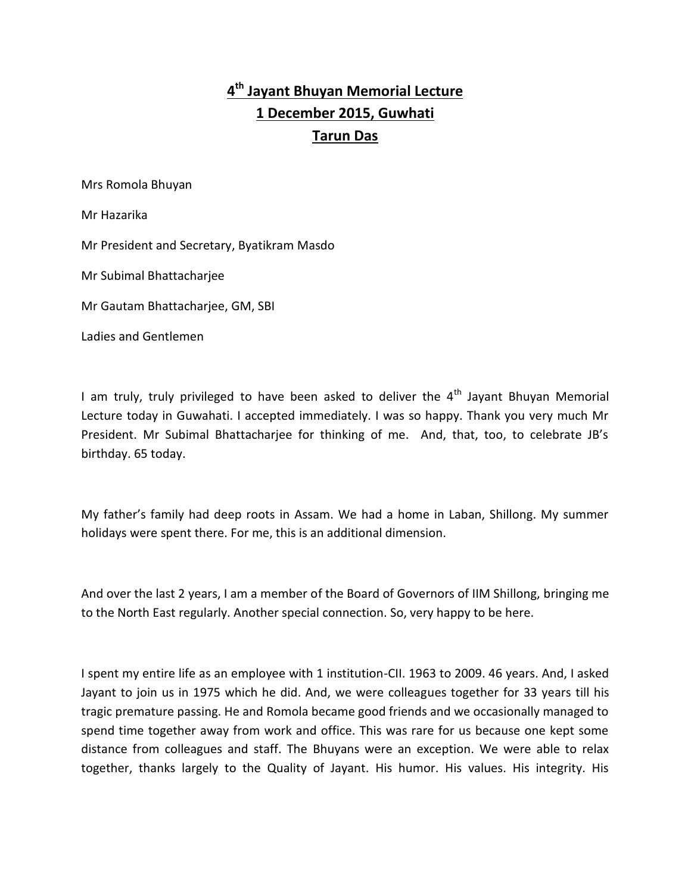# 4th Jayant Bhuyan Memorial Lecture

## 1 December 2015, Guwhati

## Tarun Das

Mrs Romola Bhuyan

Mr Hazarika

Mr President and Secretary, Byatikram Masdo

Mr Subimal Bhattacharjee

Mr Gautam Bhattacharjee, GM, SBI

Ladies and Gentlemen

I am truly, truly privileged to have been asked to deliver the 4th Jayant Bhuyan Memorial Lecture today in Guwahati. I accepted immediately. I was so happy. Thank you very much Mr President. Mr Subimal Bhattacharjee for thinking of me. And, that, too, to celebrate JB's birthday. 65 today.

My father's family had deep roots in Assam. We had a home in Laban, Shillong. My summer holidays were spent there. For me, this is an additional dimension.

And over the last 2 years, I am a member of the Board of Governors of IIM Shillong, bringing me to the North East regularly. Another special connection. So, very happy to be here.

I spent my entire life as an employee with 1 institution-CII. 1963 to 2009. 46 years. And, I asked Jayant to join us in 1975 which he did. And, we were colleagues together for 33 years till his tragic premature passing. He and Romola became good friends and we occasionally managed to spend time together away from work and office. This was rare for us because one kept some distance from colleagues and staff. The Bhuyans were an exception. We were able to relax together, thanks largely to the Quality of Jayant. His humor. His values. His integrity. His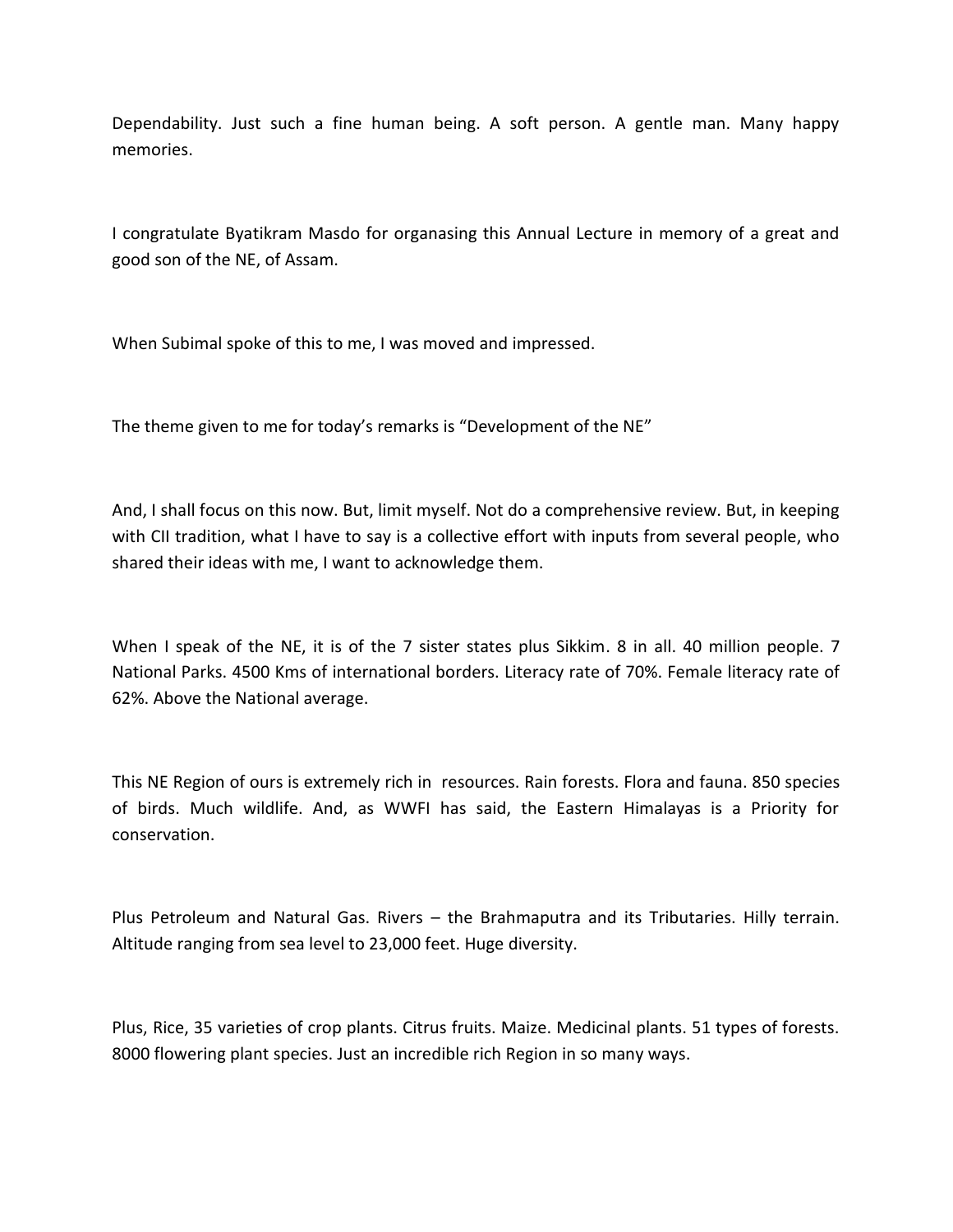Dependability. Just such a fine human being. A soft person. A gentle man. Many happy memories.

I congratulate Byatikram Masdo for organasing this Annual Lecture in memory of a great and good son of the NE, of Assam.

When Subimal spoke of this to me, I was moved and impressed.

The theme given to me for today's remarks is "Development of the NE"

And, I shall focus on this now. But, limit myself. Not do a comprehensive review. But, in keeping with CII tradition, what I have to say is a collective effort with inputs from several people, who shared their ideas with me, I want to acknowledge them.

When I speak of the NE, it is of the 7 sister states plus Sikkim. 8 in all. 40 million people. 7 National Parks. 4500 Kms of international borders. Literacy rate of 70%. Female literacy rate of 62%. Above the National average.

This NE Region of ours is extremely rich in resources. Rain forests. Flora and fauna. 850 species of birds. Much wildlife. And, as WWFI has said, the Eastern Himalayas is a Priority for conservation.

Plus Petroleum and Natural Gas. Rivers – the Brahmaputra and its Tributaries. Hilly terrain. Altitude ranging from sea level to 23,000 feet. Huge diversity.

Plus, Rice, 35 varieties of crop plants. Citrus fruits. Maize. Medicinal plants. 51 types of forests. 8000 flowering plant species. Just an incredible rich Region in so many ways.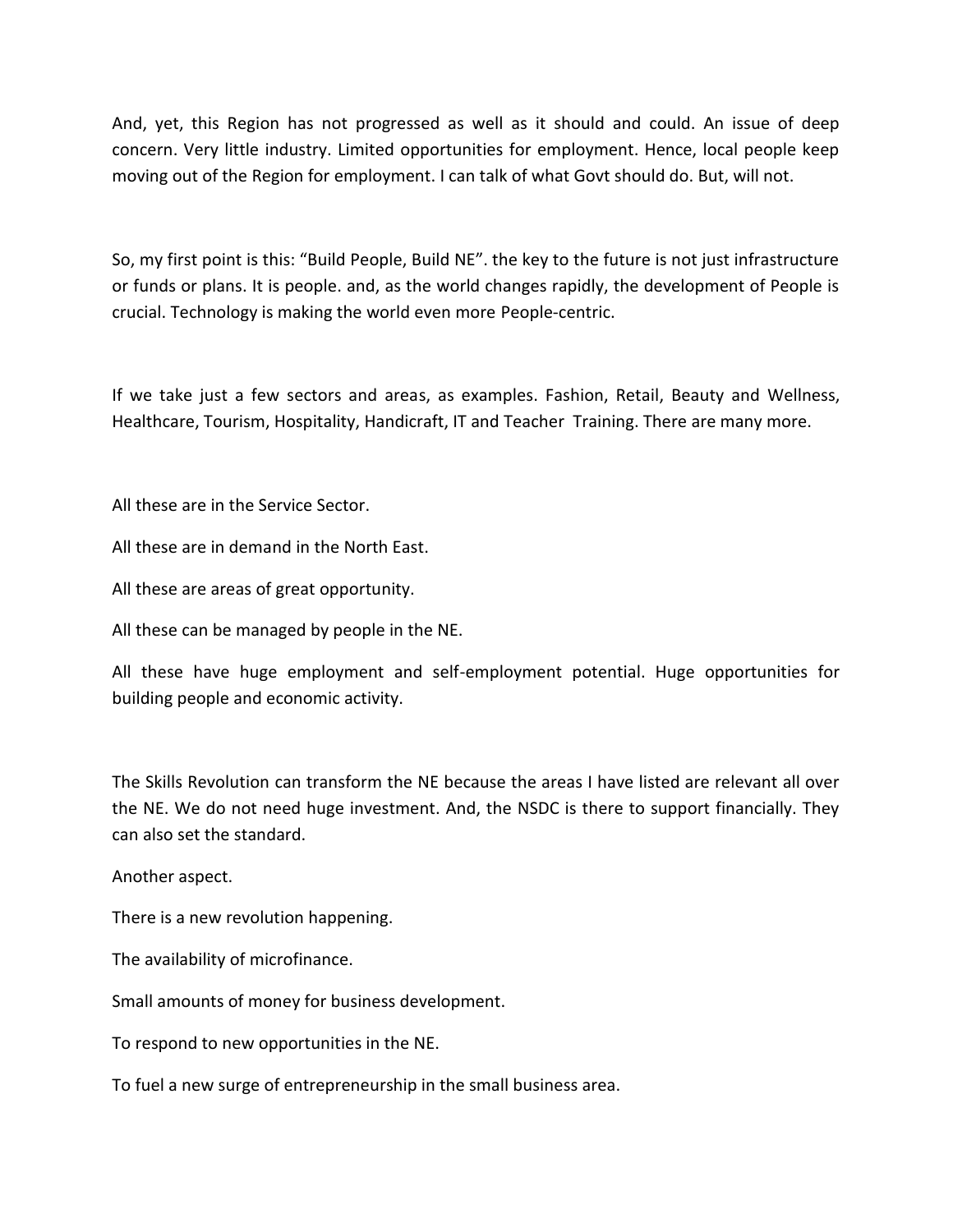And, yet, this Region has not progressed as well as it should and could. An issue of deep concern. Very little industry. Limited opportunities for employment. Hence, local people keep moving out of the Region for employment. I can talk of what Govt should do. But, will not.

So, my first point is this: "Build People, Build NE". the key to the future is not just infrastructure or funds or plans. It is people. and, as the world changes rapidly, the development of People is crucial. Technology is making the world even more People-centric.

If we take just a few sectors and areas, as examples. Fashion, Retail, Beauty and Wellness, Healthcare, Tourism, Hospitality, Handicraft, IT and Teacher Training. There are many more.

All these are in the Service Sector.

All these are in demand in the North East.

All these are areas of great opportunity.

All these can be managed by people in the NE.

All these have huge employment and self-employment potential. Huge opportunities for building people and economic activity.

The Skills Revolution can transform the NE because the areas I have listed are relevant all over the NE. We do not need huge investment. And, the NSDC is there to support financially. They can also set the standard.

Another aspect.

There is a new revolution happening.

The availability of microfinance.

Small amounts of money for business development.

To respond to new opportunities in the NE.

To fuel a new surge of entrepreneurship in the small business area.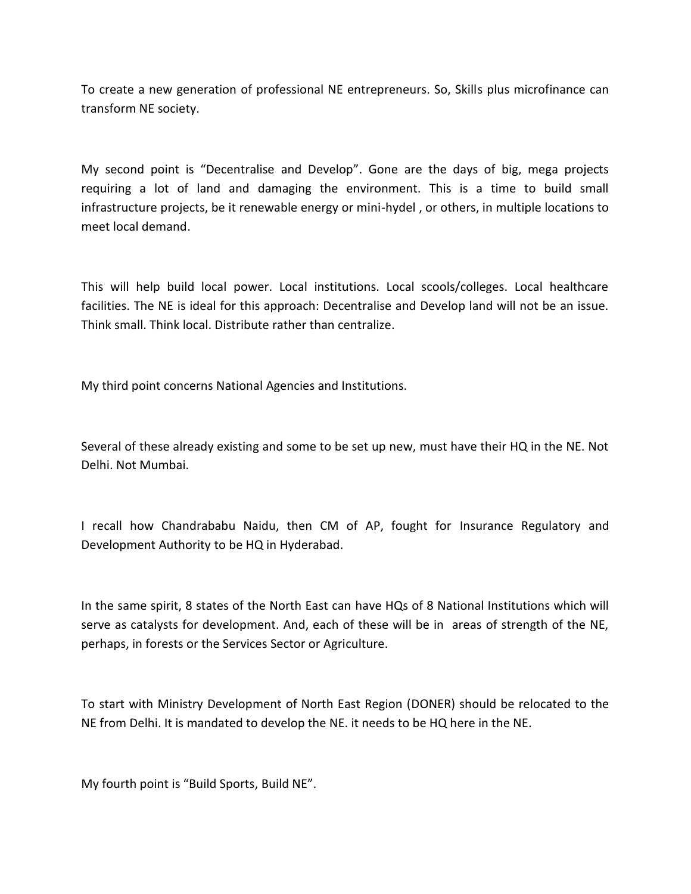To create a new generation of professional NE entrepreneurs. So, Skills plus microfinance can transform NE society.

My second point is "Decentralise and Develop". Gone are the days of big, mega projects requiring a lot of land and damaging the environment. This is a time to build small infrastructure projects, be it renewable energy or mini-hydel , or others, in multiple locations to meet local demand.

This will help build local power. Local institutions. Local scools/colleges. Local healthcare facilities. The NE is ideal for this approach: Decentralise and Develop land will not be an issue. Think small. Think local. Distribute rather than centralize.

My third point concerns National Agencies and Institutions.

Several of these already existing and some to be set up new, must have their HQ in the NE. Not Delhi. Not Mumbai.

I recall how Chandrababu Naidu, then CM of AP, fought for Insurance Regulatory and Development Authority to be HQ in Hyderabad.

In the same spirit, 8 states of the North East can have HQs of 8 National Institutions which will serve as catalysts for development. And, each of these will be in areas of strength of the NE, perhaps, in forests or the Services Sector or Agriculture.

To start with Ministry Development of North East Region (DONER) should be relocated to the NE from Delhi. It is mandated to develop the NE. it needs to be HQ here in the NE.

My fourth point is "Build Sports, Build NE".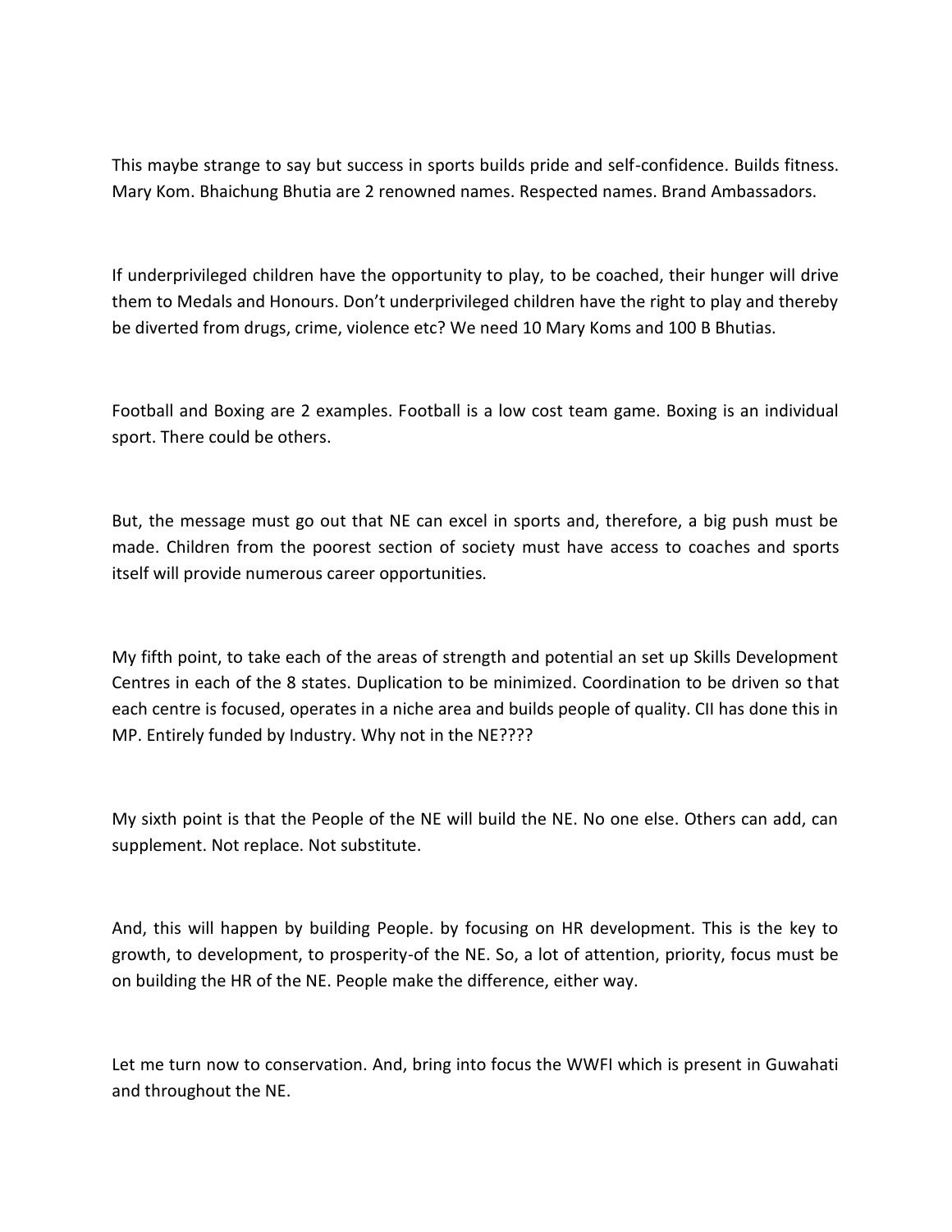This maybe strange to say but success in sports builds pride and self-confidence. Builds fitness. Mary Kom. Bhaichung Bhutia are 2 renowned names. Respected names. Brand Ambassadors.

If underprivileged children have the opportunity to play, to be coached, their hunger will drive them to Medals and Honours. Don't underprivileged children have the right to play and thereby be diverted from drugs, crime, violence etc? We need 10 Mary Koms and 100 B Bhutias.

Football and Boxing are 2 examples. Football is a low cost team game. Boxing is an individual sport. There could be others.

But, the message must go out that NE can excel in sports and, therefore, a big push must be made. Children from the poorest section of society must have access to coaches and sports itself will provide numerous career opportunities.

My fifth point, to take each of the areas of strength and potential an set up Skills Development Centres in each of the 8 states. Duplication to be minimized. Coordination to be driven so that each centre is focused, operates in a niche area and builds people of quality. CII has done this in MP. Entirely funded by Industry. Why not in the NE????

My sixth point is that the People of the NE will build the NE. No one else. Others can add, can supplement. Not replace. Not substitute.

And, this will happen by building People. by focusing on HR development. This is the key to growth, to development, to prosperity-of the NE. So, a lot of attention, priority, focus must be on building the HR of the NE. People make the difference, either way.

Let me turn now to conservation. And, bring into focus the WWFI which is present in Guwahati and throughout the NE.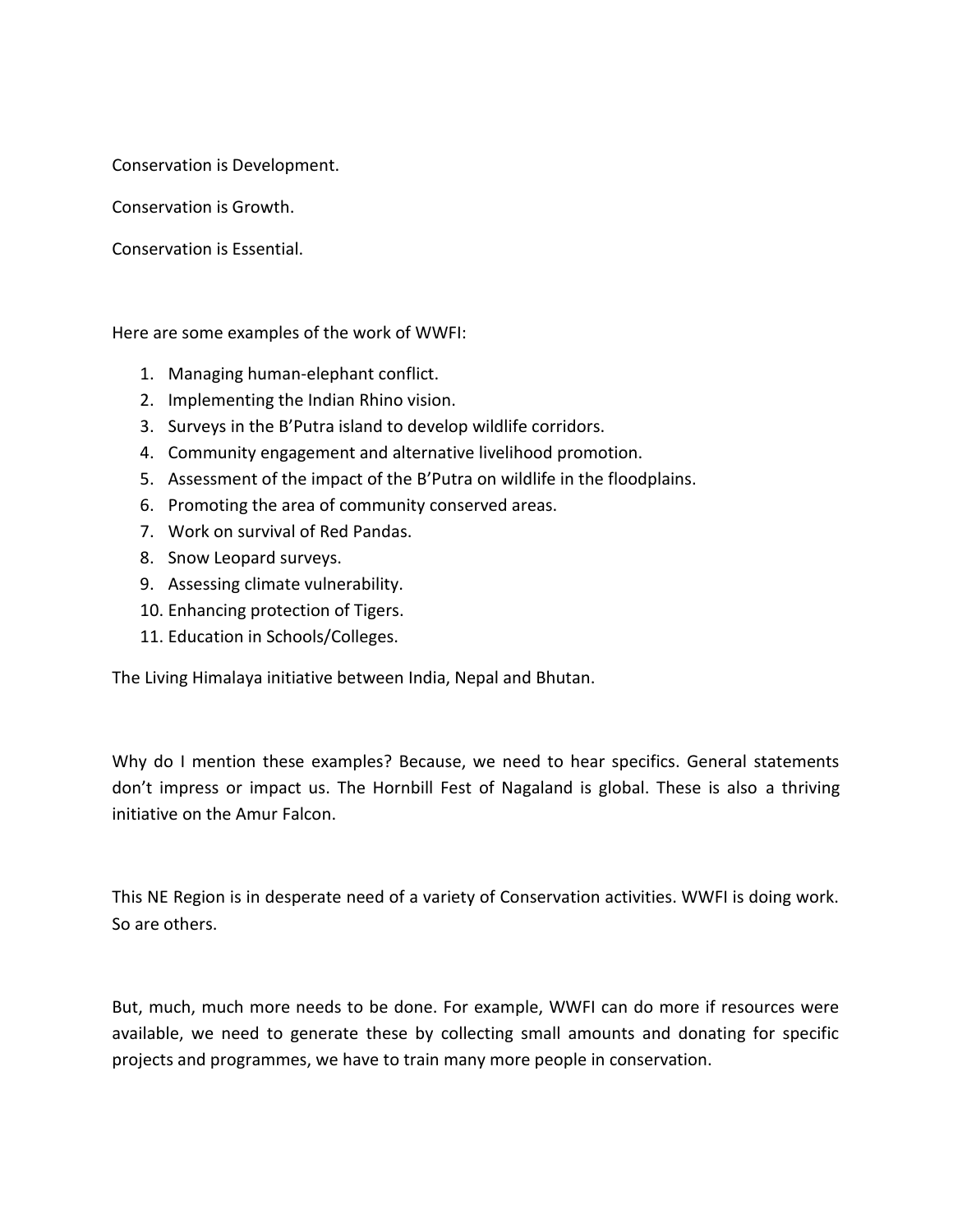Conservation is Development.

Conservation is Growth.

Conservation is Essential.

Here are some examples of the work of WWFI:

1. Managing human-elephant conflict.
2. Implementing the Indian Rhino vision.
3. Surveys in the B'Putra island to develop wildlife corridors.
4. Community engagement and alternative livelihood promotion.
5. Assessment of the impact of the B'Putra on wildlife in the floodplains.
6. Promoting the area of community conserved areas.
7. Work on survival of Red Pandas.
8. Snow Leopard surveys.
9. Assessing climate vulnerability.
10. Enhancing protection of Tigers.
11. Education in Schools/Colleges.

The Living Himalaya initiative between India, Nepal and Bhutan.

Why do I mention these examples? Because, we need to hear specifics. General statements don't impress or impact us. The Hornbill Fest of Nagaland is global. These is also a thriving initiative on the Amur Falcon.

This NE Region is in desperate need of a variety of Conservation activities. WWFI is doing work. So are others.

But, much, much more needs to be done. For example, WWFI can do more if resources were available, we need to generate these by collecting small amounts and donating for specific projects and programmes, we have to train many more people in conservation.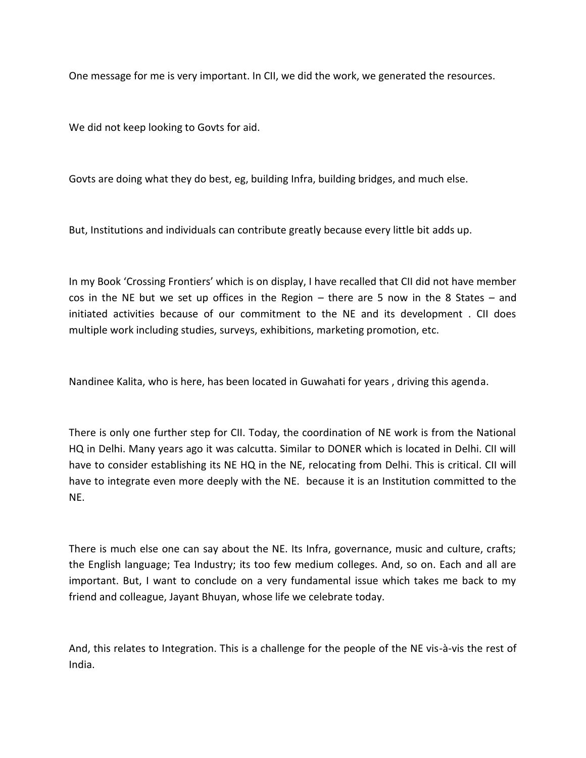One message for me is very important. In CII, we did the work, we generated the resources.

We did not keep looking to Govts for aid.

Govts are doing what they do best, eg, building Infra, building bridges, and much else.

But, Institutions and individuals can contribute greatly because every little bit adds up.

In my Book 'Crossing Frontiers' which is on display, I have recalled that CII did not have member cos in the NE but we set up offices in the Region – there are 5 now in the 8 States – and initiated activities because of our commitment to the NE and its development . CII does multiple work including studies, surveys, exhibitions, marketing promotion, etc.

Nandinee Kalita, who is here, has been located in Guwahati for years , driving this agenda.

There is only one further step for CII. Today, the coordination of NE work is from the National HQ in Delhi. Many years ago it was calcutta. Similar to DONER which is located in Delhi. CII will have to consider establishing its NE HQ in the NE, relocating from Delhi. This is critical. CII will have to integrate even more deeply with the NE. because it is an Institution committed to the NE.

There is much else one can say about the NE. Its Infra, governance, music and culture, crafts; the English language; Tea Industry; its too few medium colleges. And, so on. Each and all are important. But, I want to conclude on a very fundamental issue which takes me back to my friend and colleague, Jayant Bhuyan, whose life we celebrate today.

And, this relates to Integration. This is a challenge for the people of the NE vis-à-vis the rest of India.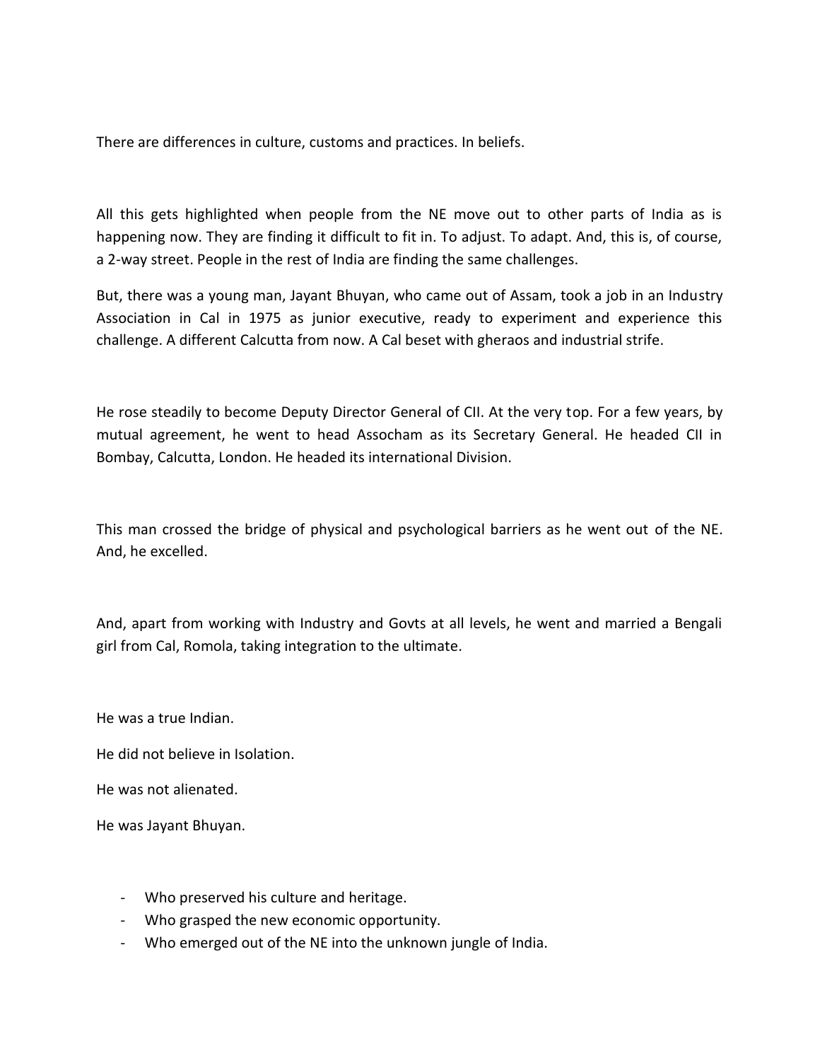There are differences in culture, customs and practices. In beliefs.

All this gets highlighted when people from the NE move out to other parts of India as is happening now. They are finding it difficult to fit in. To adjust. To adapt. And, this is, of course, a 2-way street. People in the rest of India are finding the same challenges.

But, there was a young man, Jayant Bhuyan, who came out of Assam, took a job in an Industry Association in Cal in 1975 as junior executive, ready to experiment and experience this challenge. A different Calcutta from now. A Cal beset with gheraos and industrial strife.

He rose steadily to become Deputy Director General of CII. At the very top. For a few years, by mutual agreement, he went to head Assocham as its Secretary General. He headed CII in Bombay, Calcutta, London. He headed its international Division.

This man crossed the bridge of physical and psychological barriers as he went out of the NE. And, he excelled.

And, apart from working with Industry and Govts at all levels, he went and married a Bengali girl from Cal, Romola, taking integration to the ultimate.

He was a true Indian.

He did not believe in Isolation.

He was not alienated.

He was Jayant Bhuyan.

- Who preserved his culture and heritage.
- Who grasped the new economic opportunity.
- Who emerged out of the NE into the unknown jungle of India.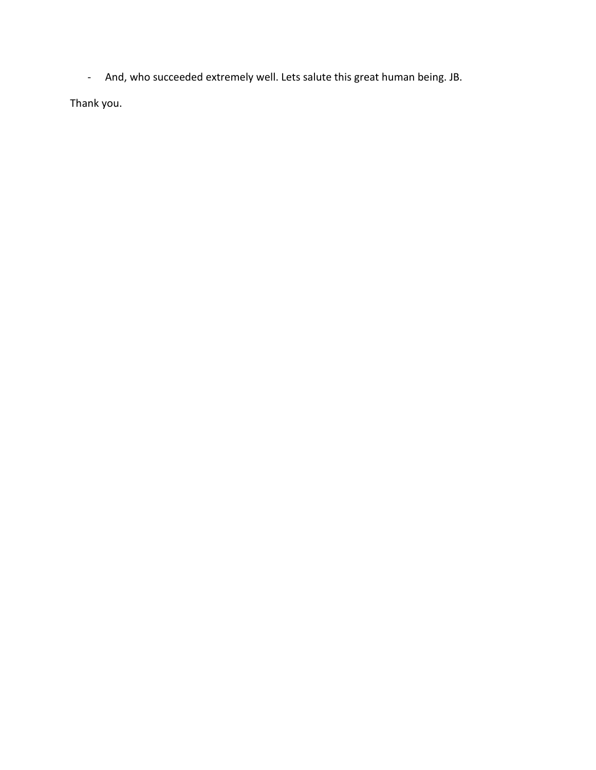- And, who succeeded extremely well. Lets salute this great human being. JB.

Thank you.